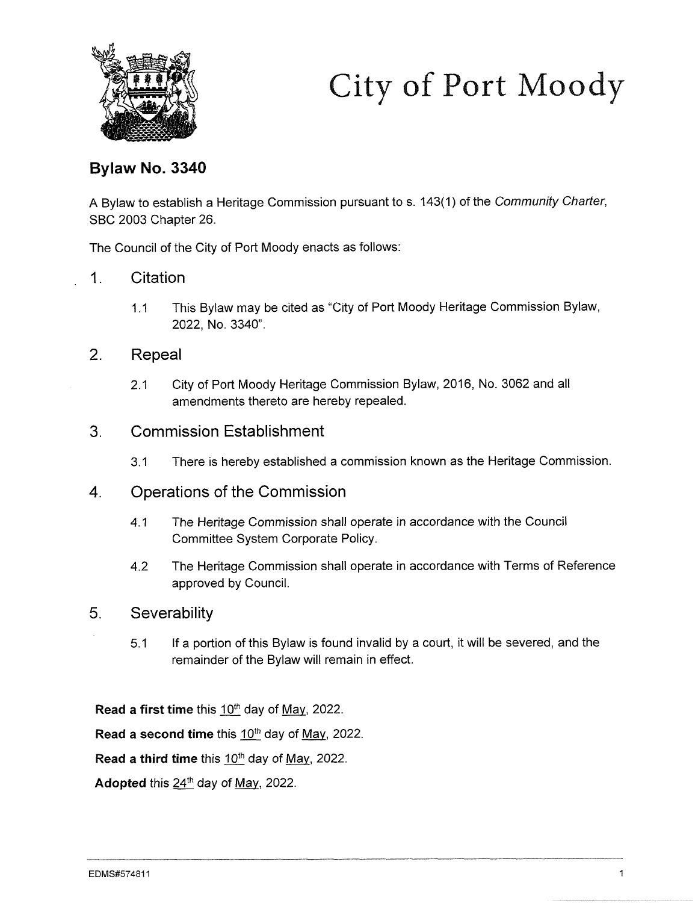# City of Port Moody

## Bylaw No. 3340

A Bylaw to establish a Heritage Commission pursuant to s. 143(1) of the *Community Charter*, SBC 2003 Chapter 26.

The Council of the City of Port Moody enacts as follows:

### 1. Citation

1.1 This Bylaw may be cited as "City of Port Moody Heritage Commission Bylaw, 2022, No. 3340".

### 2. Repeal

2.1 City of Port Moody Heritage Commission Bylaw, 2016, No. 3062 and all amendments thereto are hereby repealed.

### 3. Commission Establishment

3.1 There is hereby established a commission known as the Heritage Commission.

### 4. Operations of the Commission

4.1 The Heritage Commission shall operate in accordance with the Council Committee System Corporate Policy.

4.2 The Heritage Commission shall operate in accordance with Terms of Reference approved by Council.

### 5. Severability

5.1 If a portion of this Bylaw is found invalid by a court, it will be severed, and the remainder of the Bylaw will remain in effect.

**Read a first time** this 10th day of May, 2022.

**Read a second time** this 10th day of May, 2022.

**Read a third time** this 10th day of May, 2022.

**Adopted** this 24th day of May, 2022.

EDMS#574811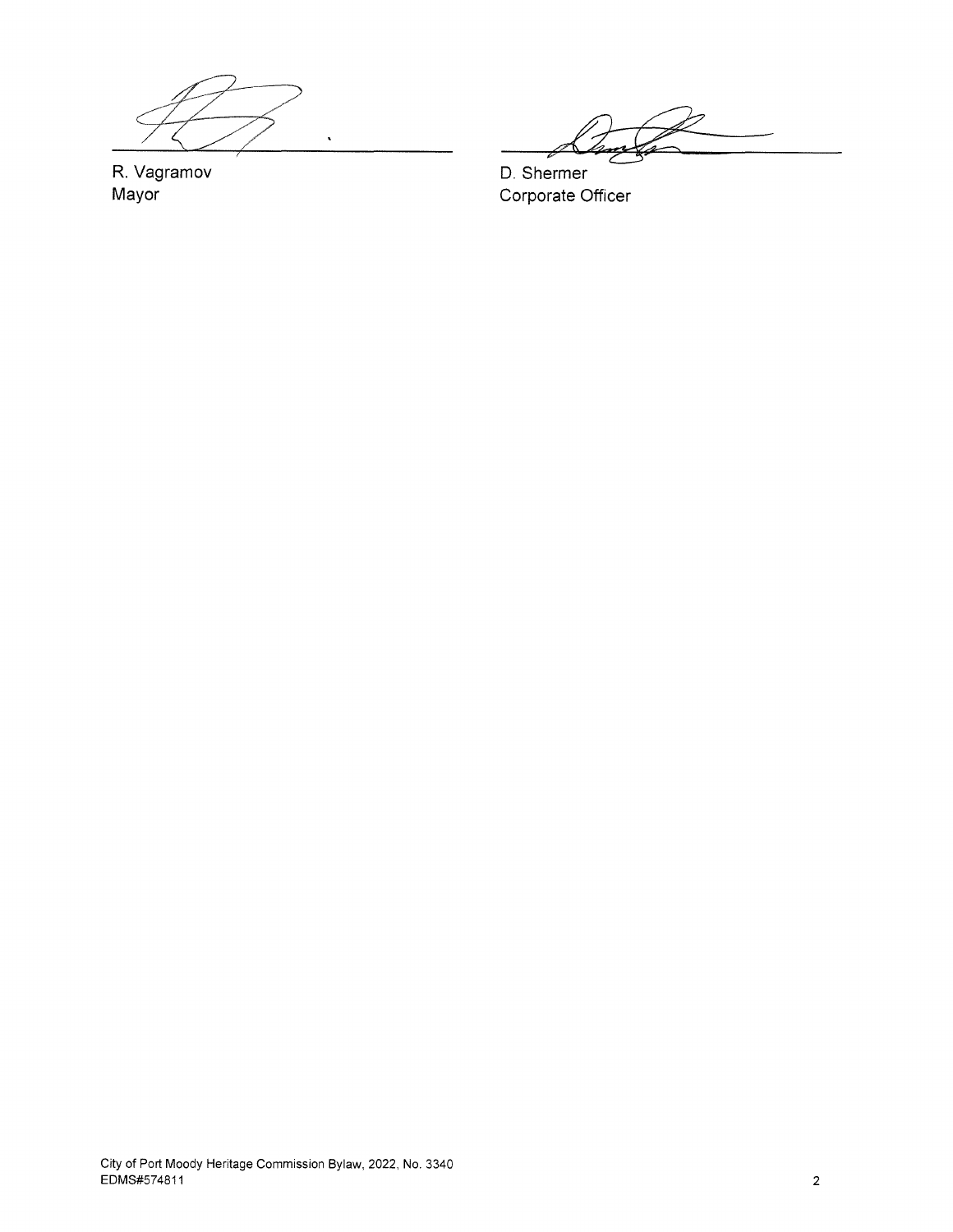R. Vagramov
Mayor

D. Shermer
Corporate Officer

City of Port Moody Heritage Commission Bylaw, 2022, No. 3340
EDMS#574811